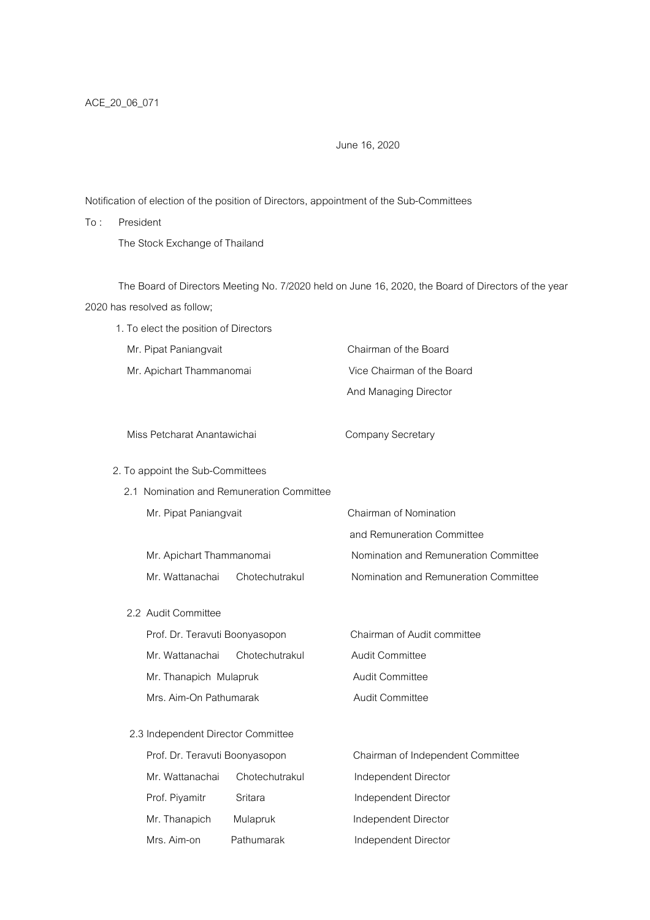ACE_20_06_071

June 16, 2020

Notification of election of the position of Directors, appointment of the Sub-Committees

To : President
The Stock Exchange of Thailand

The Board of Directors Meeting No. 7/2020 held on June 16, 2020, the Board of Directors of the year 2020 has resolved as follow;

1. To elect the position of Directors

| | |
|---|---|
| Mr. Pipat Paniangvait | Chairman of the Board |
| Mr. Apichart Thammanomai | Vice Chairman of the Board And Managing Director |
| Miss Petcharat Anantawichai | Company Secretary |

2. To appoint the Sub-Committees

2.1 Nomination and Remuneration Committee

| | |
|---|---|
| Mr. Pipat Paniangvait | Chairman of Nomination and Remuneration Committee |
| Mr. Apichart Thammanomai | Nomination and Remuneration Committee |
| Mr. Wattanachai Chotechutrakul | Nomination and Remuneration Committee |

2.2 Audit Committee

| | |
|---|---|
| Prof. Dr. Teravuti Boonyasopon | Chairman of Audit committee |
| Mr. Wattanachai Chotechutrakul | Audit Committee |
| Mr. Thanapich Mulapruk | Audit Committee |
| Mrs. Aim-On Pathumarak | Audit Committee |

2.3 Independent Director Committee

| | |
|---|---|
| Prof. Dr. Teravuti Boonyasopon | Chairman of Independent Committee |
| Mr. Wattanachai Chotechutrakul | Independent Director |
| Prof. Piyamitr Sritara | Independent Director |
| Mr. Thanapich Mulapruk | Independent Director |
| Mrs. Aim-on Pathumarak | Independent Director |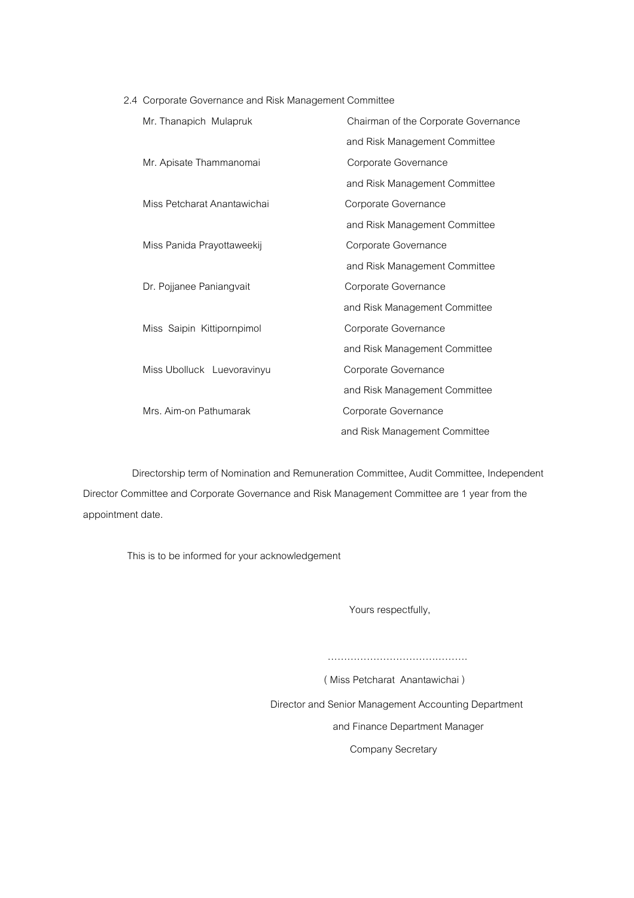2.4 Corporate Governance and Risk Management Committee

| | |
|---|---|
| Mr. Thanapich Mulapruk | Chairman of the Corporate Governance and Risk Management Committee |
| Mr. Apisate Thammanomai | Corporate Governance and Risk Management Committee |
| Miss Petcharat Anantawichai | Corporate Governance and Risk Management Committee |
| Miss Panida Prayottaweekij | Corporate Governance and Risk Management Committee |
| Dr. Pojjanee Paniangvait | Corporate Governance and Risk Management Committee |
| Miss Saipin Kittipornpimol | Corporate Governance and Risk Management Committee |
| Miss Ubolluck Luevoravinyu | Corporate Governance and Risk Management Committee |
| Mrs. Aim-on Pathumarak | Corporate Governance and Risk Management Committee |

Directorship term of Nomination and Remuneration Committee, Audit Committee, Independent Director Committee and Corporate Governance and Risk Management Committee are 1 year from the appointment date.

This is to be informed for your acknowledgement

Yours respectfully,

……………………………………

( Miss Petcharat Anantawichai )

Director and Senior Management Accounting Department

and Finance Department Manager

Company Secretary